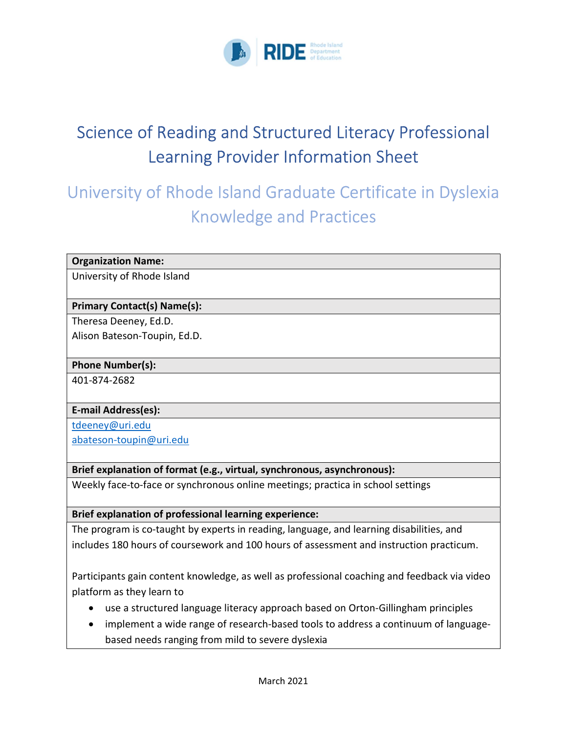# Science of Reading and Structured Literacy Professional Learning Provider Information Sheet

## University of Rhode Island Graduate Certificate in Dyslexia Knowledge and Practices

| **Organization Name:** |
|---|
| University of Rhode Island |
| **Primary Contact(s) Name(s):** |
| Theresa Deeney, Ed.D.<br>Alison Bateson-Toupin, Ed.D. |
| **Phone Number(s):** |
| 401-874-2682 |
| **E-mail Address(es):** |
| tdeeney@uri.edu<br>abateson-toupin@uri.edu |
| **Brief explanation of format (e.g., virtual, synchronous, asynchronous):** |
| Weekly face-to-face or synchronous online meetings; practica in school settings |
| **Brief explanation of professional learning experience:** |
| The program is co-taught by experts in reading, language, and learning disabilities, and includes 180 hours of coursework and 100 hours of assessment and instruction practicum.<br><br>Participants gain content knowledge, as well as professional coaching and feedback via video platform as they learn to<br>• use a structured language literacy approach based on Orton-Gillingham principles<br>• implement a wide range of research-based tools to address a continuum of language-based needs ranging from mild to severe dyslexia |

March 2021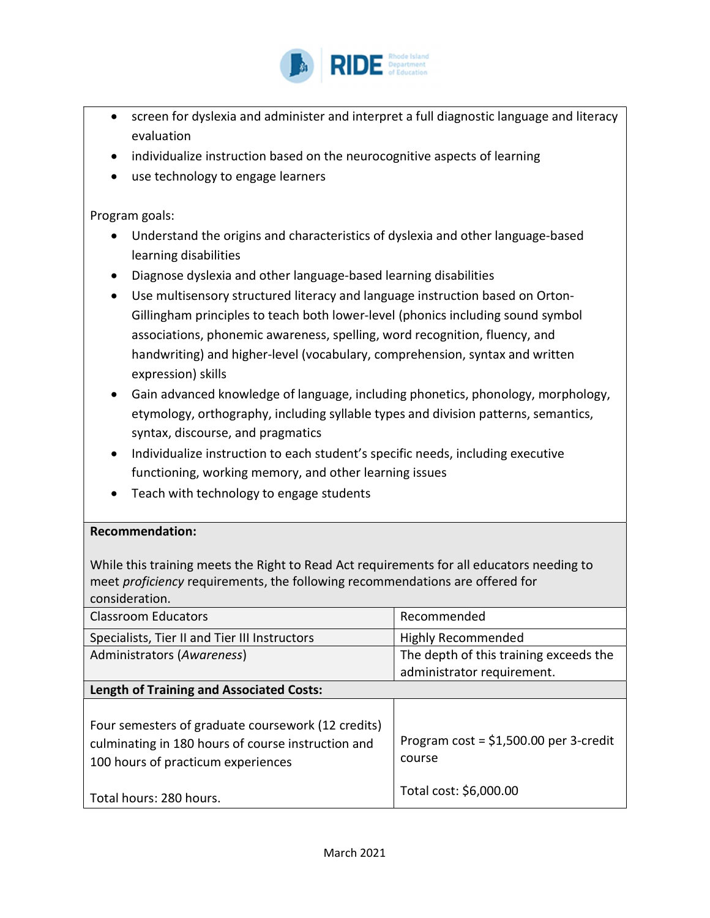- screen for dyslexia and administer and interpret a full diagnostic language and literacy evaluation
- individualize instruction based on the neurocognitive aspects of learning
- use technology to engage learners

Program goals:

- Understand the origins and characteristics of dyslexia and other language-based learning disabilities
- Diagnose dyslexia and other language-based learning disabilities
- Use multisensory structured literacy and language instruction based on Orton-Gillingham principles to teach both lower-level (phonics including sound symbol associations, phonemic awareness, spelling, word recognition, fluency, and handwriting) and higher-level (vocabulary, comprehension, syntax and written expression) skills
- Gain advanced knowledge of language, including phonetics, phonology, morphology, etymology, orthography, including syllable types and division patterns, semantics, syntax, discourse, and pragmatics
- Individualize instruction to each student's specific needs, including executive functioning, working memory, and other learning issues
- Teach with technology to engage students

**Recommendation:**

While this training meets the Right to Read Act requirements for all educators needing to meet *proficiency* requirements, the following recommendations are offered for consideration.

| | |
|---|---|
| Classroom Educators | Recommended |
| Specialists, Tier II and Tier III Instructors | Highly Recommended |
| Administrators (*Awareness*) | The depth of this training exceeds the administrator requirement. |

**Length of Training and Associated Costs:**

| | |
|---|---|
| Four semesters of graduate coursework (12 credits) culminating in 180 hours of course instruction and 100 hours of practicum experiences<br><br>Total hours: 280 hours. | Program cost = $1,500.00 per 3-credit course<br><br>Total cost: $6,000.00 |

March 2021